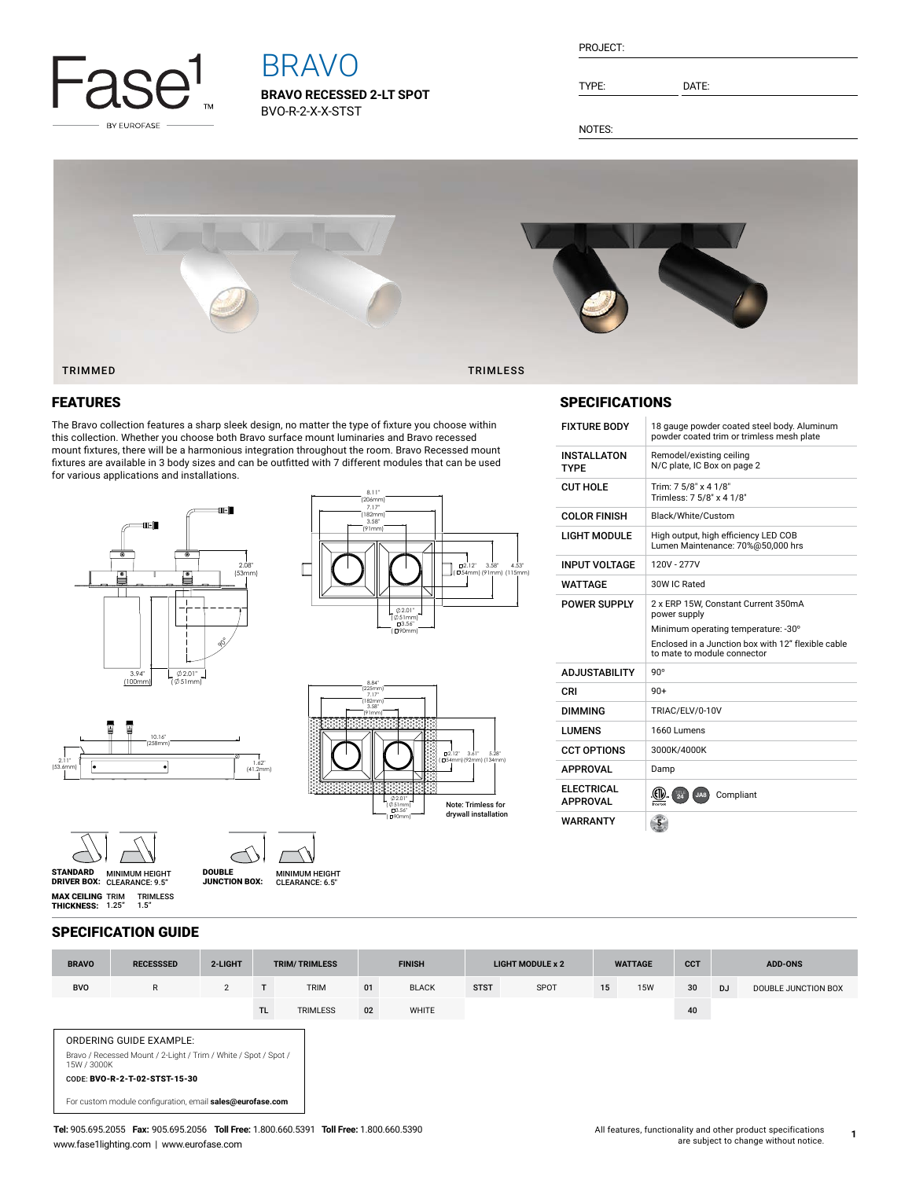# BRAVO

**BRAVO RECESSED 2-LT SPOT**

BVO-R-2-X-X-STST

PROJECT:

TYPE: DATE:

NOTES:

TRIMMED TRIMLESS

## FEATURES

The Bravo collection features a sharp sleek design, no matter the type of fixture you choose within this collection. Whether you choose both Bravo surface mount luminaries and Bravo recessed mount fixtures, there will be a harmonious integration throughout the room. Bravo Recessed mount fixtures are available in 3 body sizes and can be outfitted with 7 different modules that can be used for various applications and installations.

Note: Trimless for drywall installation

**STANDARD DRIVER BOX:** MINIMUM HEIGHT CLEARANCE: 9.5"

**DOUBLE JUNCTION BOX:** MINIMUM HEIGHT CLEARANCE: 6.5"

**MAX CEILING THICKNESS:** TRIM 1.25" TRIMLESS 1.5"

## SPECIFICATIONS

| | |
|---|---|
| FIXTURE BODY | 18 gauge powder coated steel body. Aluminum powder coated trim or trimless mesh plate |
| INSTALLATON TYPE | Remodel/existing ceiling<br>N/C plate, IC Box on page 2 |
| CUT HOLE | Trim: 7 5/8" x 4 1/8"<br>Trimless: 7 5/8" x 4 1/8" |
| COLOR FINISH | Black/White/Custom |
| LIGHT MODULE | High output, high efficiency LED COB<br>Lumen Maintenance: 70%@50,000 hrs |
| INPUT VOLTAGE | 120V - 277V |
| WATTAGE | 30W IC Rated |
| POWER SUPPLY | 2 x ERP 15W, Constant Current 350mA power supply<br>Minimum operating temperature: -30°<br>Enclosed in a Junction box with 12" flexible cable to mate to module connector |
| ADJUSTABILITY | 90° |
| CRI | 90+ |
| DIMMING | TRIAC/ELV/0-10V |
| LUMENS | 1660 Lumens |
| CCT OPTIONS | 3000K/4000K |
| APPROVAL | Damp |
| ELECTRICAL APPROVAL | Compliant |
| WARRANTY | |

## SPECIFICATION GUIDE

| BRAVO | RECESSSED | 2-LIGHT | TRIM/ TRIMLESS | | FINISH | | LIGHT MODULE x 2 | | WATTAGE | | CCT | ADD-ONS | |
|---|---|---|---|---|---|---|---|---|---|---|---|---|---|
| BVO | R | 2 | T | TRIM | 01 | BLACK | STST | SPOT | 15 | 15W | 30 | DJ | DOUBLE JUNCTION BOX |
| | | | TL | TRIMLESS | 02 | WHITE | | | | | 40 | | |

ORDERING GUIDE EXAMPLE:

Bravo / Recessed Mount / 2-Light / Trim / White / Spot / Spot / 15W / 3000K

CODE: **BVO-R-2-T-02-STST-15-30**

For custom module configuration, email **sales@eurofase.com**

**Tel:** 905.695.2055 **Fax:** 905.695.2056 **Toll Free:** 1.800.660.5391 **Toll Free:** 1.800.660.5390
www.fase1lighting.com | www.eurofase.com

All features, functionality and other product specifications are subject to change without notice.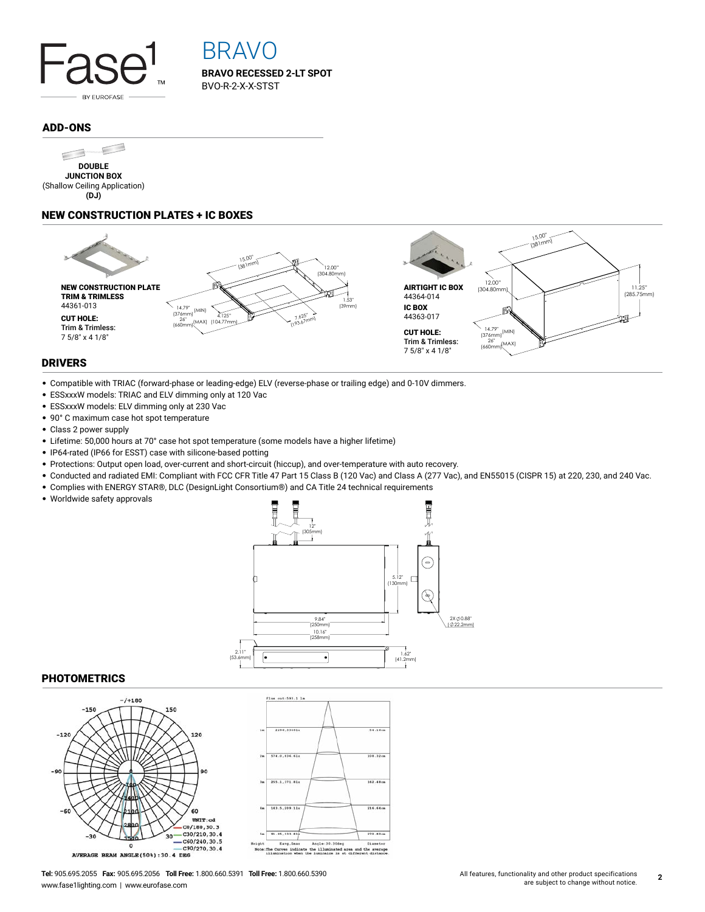# BRAVO

**BRAVO RECESSED 2-LT SPOT**
BVO-R-2-X-X-STST

## ADD-ONS

**DOUBLE JUNCTION BOX**
(Shallow Ceiling Application)
**(DJ)**

## NEW CONSTRUCTION PLATES + IC BOXES

**NEW CONSTRUCTION PLATE TRIM & TRIMLESS**
44361-013

**CUT HOLE:**
Trim & Trimless:
7 5/8" x 4 1/8"

15.00" (381mm)
12.00" (304.80mm)
1.53" (39mm)
14.79" (376mm) (MIN)
26" (660mm) (MAX)
4.125" (104.77mm)
7.625" (193.67mm)

**AIRTIGHT IC BOX**
44364-014

**IC BOX**
44363-017

**CUT HOLE:**
Trim & Trimless:
7 5/8" x 4 1/8"

15.00" (381mm)
12.00" (304.80mm)
11.25" (285.75mm)
14.79" (376mm) (MIN)
26" (660mm) (MAX)

## DRIVERS

- Compatible with TRIAC (forward-phase or leading-edge) ELV (reverse-phase or trailing edge) and 0-10V dimmers.
- ESSxxxW models: TRIAC and ELV dimming only at 120 Vac
- ESSxxxW models: ELV dimming only at 230 Vac
- 90° C maximum case hot spot temperature
- Class 2 power supply
- Lifetime: 50,000 hours at 70° case hot spot temperature (some models have a higher lifetime)
- IP64-rated (IP66 for ESST) case with silicone-based potting
- Protections: Output open load, over-current and short-circuit (hiccup), and over-temperature with auto recovery.
- Conducted and radiated EMI: Compliant with FCC CFR Title 47 Part 15 Class B (120 Vac) and Class A (277 Vac), and EN55015 (CISPR 15) at 220, 230, and 240 Vac.
- Complies with ENERGY STAR®, DLC (DesignLight Consortium®) and CA Title 24 technical requirements
- Worldwide safety approvals

12" (305mm)
5.12" (130mm)
9.84" (250mm)
10.16" (258mm)
2X ⌀0.88" (⌀22.2mm)
2.11" (53.6mm)
1.62" (41.2mm)

## PHOTOMETRICS

-/+180
-150
150
-120
120
-90
90
-60
60
-30
30
0
700
1400
2100
2800
3500
UNIT:cd
C0/180,30.3
C30/210,30.4
C60/240,30.5
C90/270,30.4
AVERAGE BEAM ANGLE(50%):30.4 DEG

Flux out:591.1 lm
1m 2296.3336lx 54.16cm
2m 574.0,836.6lx 108.32cm
3m 255.1,371.8lx 162.48cm
4m 143.5,209.1lx 216.64cm
5m 91.85,133.8lx 270.80cm
Height Eavg,Emax Angle:30.30deg Diameter
Note:The Curves indicate the illuminated area and the average illumination when the luminaire is at different distance.

**Tel:** 905.695.2055 **Fax:** 905.695.2056 **Toll Free:** 1.800.660.5391 **Toll Free:** 1.800.660.5390
www.fase1lighting.com | www.eurofase.com

All features, functionality and other product specifications are subject to change without notice.